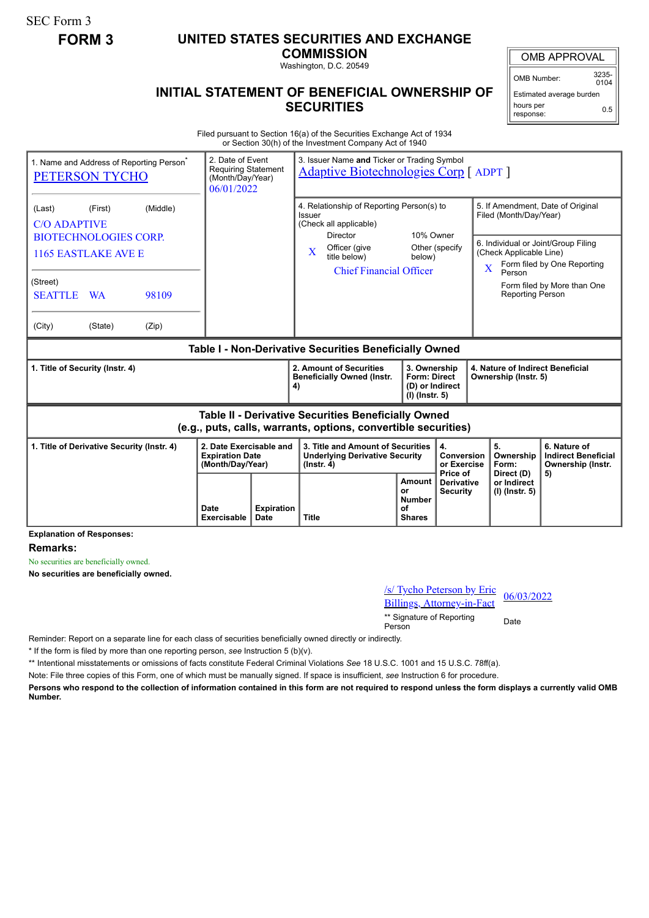SEC Form 3

**FORM 3**

# UNITED STATES SECURITIES AND EXCHANGE COMMISSION

Washington, D.C. 20549

## INITIAL STATEMENT OF BENEFICIAL OWNERSHIP OF SECURITIES

| OMB APPROVAL | |
|---|---|
| OMB Number: | 3235-0104 |
| Estimated average burden hours per response: | 0.5 |

Filed pursuant to Section 16(a) of the Securities Exchange Act of 1934 or Section 30(h) of the Investment Company Act of 1940

| 1. Name and Address of Reporting Person* | 2. Date of Event Requiring Statement (Month/Day/Year) | 3. Issuer Name **and** Ticker or Trading Symbol |
|---|---|---|
| PETERSON TYCHO | 06/01/2022 | Adaptive Biotechnologies Corp [ ADPT ] |
| (Last) (First) (Middle) C/O ADAPTIVE BIOTECHNOLOGIES CORP. 1165 EASTLAKE AVE E | | 4. Relationship of Reporting Person(s) to Issuer (Check all applicable) Director; 10% Owner; X Officer (give title below); Other (specify below) — Chief Financial Officer |
| (Street) SEATTLE WA 98109 | | 5. If Amendment, Date of Original Filed (Month/Day/Year) |
| (City) (State) (Zip) | | 6. Individual or Joint/Group Filing (Check Applicable Line) X Form filed by One Reporting Person; Form filed by More than One Reporting Person |

**Table I - Non-Derivative Securities Beneficially Owned**

| 1. Title of Security (Instr. 4) | 2. Amount of Securities Beneficially Owned (Instr. 4) | 3. Ownership Form: Direct (D) or Indirect (I) (Instr. 5) | 4. Nature of Indirect Beneficial Ownership (Instr. 5) |
|---|---|---|---|

**Table II - Derivative Securities Beneficially Owned (e.g., puts, calls, warrants, options, convertible securities)**

| 1. Title of Derivative Security (Instr. 4) | 2. Date Exercisable and Expiration Date (Month/Day/Year) | | 3. Title and Amount of Securities Underlying Derivative Security (Instr. 4) | | 4. Conversion or Exercise Price of Derivative Security | 5. Ownership Form: Direct (D) or Indirect (I) (Instr. 5) | 6. Nature of Indirect Beneficial Ownership (Instr. 5) |
|---|---|---|---|---|---|---|---|
| | Date Exercisable | Expiration Date | Title | Amount or Number of Shares | | | |

**Explanation of Responses:**

**Remarks:**

No securities are beneficially owned.

**No securities are beneficially owned.**

| /s/ Tycho Peterson by Eric Billings, Attorney-in-Fact | 06/03/2022 |
|---|---|
| ** Signature of Reporting Person | Date |

Reminder: Report on a separate line for each class of securities beneficially owned directly or indirectly.

* If the form is filed by more than one reporting person, *see* Instruction 5 (b)(v).

** Intentional misstatements or omissions of facts constitute Federal Criminal Violations *See* 18 U.S.C. 1001 and 15 U.S.C. 78ff(a).

Note: File three copies of this Form, one of which must be manually signed. If space is insufficient, *see* Instruction 6 for procedure.

**Persons who respond to the collection of information contained in this form are not required to respond unless the form displays a currently valid OMB Number.**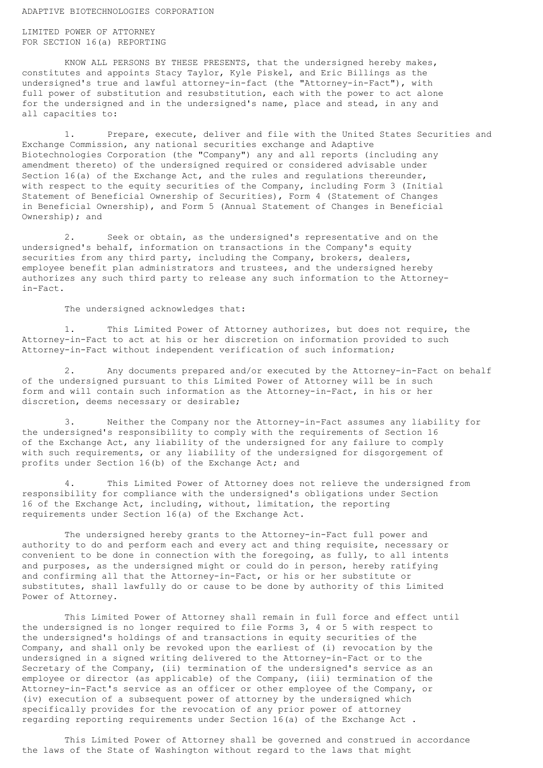ADAPTIVE BIOTECHNOLOGIES CORPORATION

LIMITED POWER OF ATTORNEY
FOR SECTION 16(a) REPORTING

KNOW ALL PERSONS BY THESE PRESENTS, that the undersigned hereby makes, constitutes and appoints Stacy Taylor, Kyle Piskel, and Eric Billings as the undersigned's true and lawful attorney-in-fact (the "Attorney-in-Fact"), with full power of substitution and resubstitution, each with the power to act alone for the undersigned and in the undersigned's name, place and stead, in any and all capacities to:

1. Prepare, execute, deliver and file with the United States Securities and Exchange Commission, any national securities exchange and Adaptive Biotechnologies Corporation (the "Company") any and all reports (including any amendment thereto) of the undersigned required or considered advisable under Section 16(a) of the Exchange Act, and the rules and regulations thereunder, with respect to the equity securities of the Company, including Form 3 (Initial Statement of Beneficial Ownership of Securities), Form 4 (Statement of Changes in Beneficial Ownership), and Form 5 (Annual Statement of Changes in Beneficial Ownership); and

2. Seek or obtain, as the undersigned's representative and on the undersigned's behalf, information on transactions in the Company's equity securities from any third party, including the Company, brokers, dealers, employee benefit plan administrators and trustees, and the undersigned hereby authorizes any such third party to release any such information to the Attorney-in-Fact.

The undersigned acknowledges that:

1. This Limited Power of Attorney authorizes, but does not require, the Attorney-in-Fact to act at his or her discretion on information provided to such Attorney-in-Fact without independent verification of such information;

2. Any documents prepared and/or executed by the Attorney-in-Fact on behalf of the undersigned pursuant to this Limited Power of Attorney will be in such form and will contain such information as the Attorney-in-Fact, in his or her discretion, deems necessary or desirable;

3. Neither the Company nor the Attorney-in-Fact assumes any liability for the undersigned's responsibility to comply with the requirements of Section 16 of the Exchange Act, any liability of the undersigned for any failure to comply with such requirements, or any liability of the undersigned for disgorgement of profits under Section 16(b) of the Exchange Act; and

4. This Limited Power of Attorney does not relieve the undersigned from responsibility for compliance with the undersigned's obligations under Section 16 of the Exchange Act, including, without, limitation, the reporting requirements under Section 16(a) of the Exchange Act.

The undersigned hereby grants to the Attorney-in-Fact full power and authority to do and perform each and every act and thing requisite, necessary or convenient to be done in connection with the foregoing, as fully, to all intents and purposes, as the undersigned might or could do in person, hereby ratifying and confirming all that the Attorney-in-Fact, or his or her substitute or substitutes, shall lawfully do or cause to be done by authority of this Limited Power of Attorney.

This Limited Power of Attorney shall remain in full force and effect until the undersigned is no longer required to file Forms 3, 4 or 5 with respect to the undersigned's holdings of and transactions in equity securities of the Company, and shall only be revoked upon the earliest of (i) revocation by the undersigned in a signed writing delivered to the Attorney-in-Fact or to the Secretary of the Company, (ii) termination of the undersigned's service as an employee or director (as applicable) of the Company, (iii) termination of the Attorney-in-Fact's service as an officer or other employee of the Company, or (iv) execution of a subsequent power of attorney by the undersigned which specifically provides for the revocation of any prior power of attorney regarding reporting requirements under Section 16(a) of the Exchange Act .

This Limited Power of Attorney shall be governed and construed in accordance the laws of the State of Washington without regard to the laws that might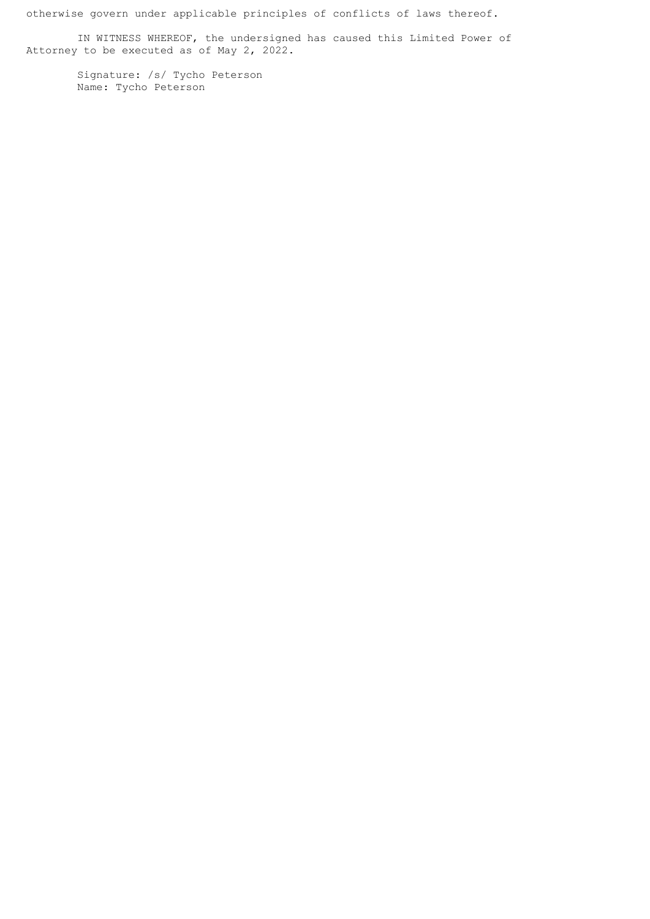otherwise govern under applicable principles of conflicts of laws thereof.

IN WITNESS WHEREOF, the undersigned has caused this Limited Power of Attorney to be executed as of May 2, 2022.

Signature: /s/ Tycho Peterson
Name: Tycho Peterson